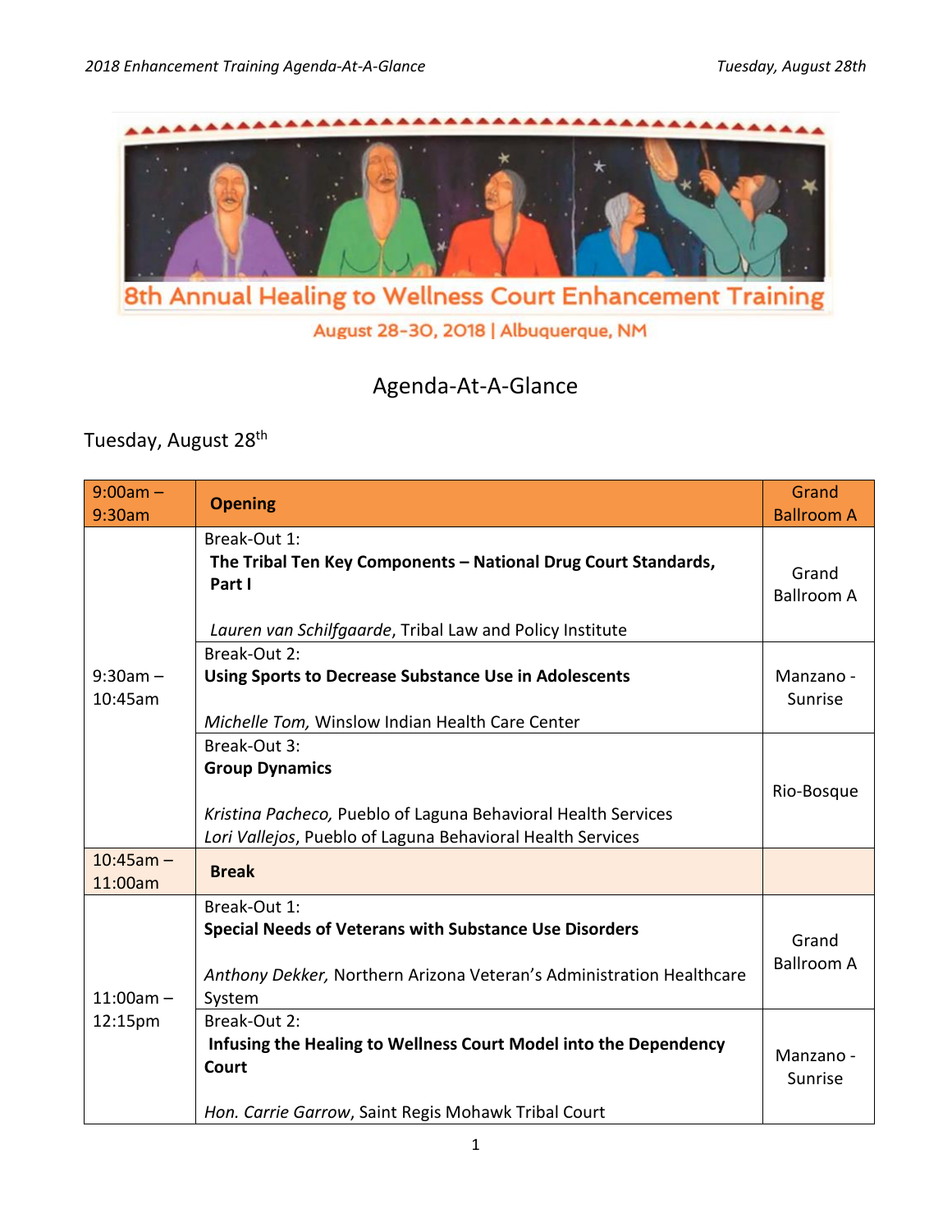# 8th Annual Healing to Wellness Court Enhancement Training

August 28-30, 2018 | Albuquerque, NM

## Agenda-At-A-Glance

### Tuesday, August 28th

| Time | Session | Location |
|---|---|---|
| 9:00am – 9:30am | **Opening** | Grand Ballroom A |
| 9:30am – 10:45am | Break-Out 1: **The Tribal Ten Key Components – National Drug Court Standards, Part I** *Lauren van Schilfgaarde*, Tribal Law and Policy Institute | Grand Ballroom A |
| | Break-Out 2: **Using Sports to Decrease Substance Use in Adolescents** *Michelle Tom,* Winslow Indian Health Care Center | Manzano - Sunrise |
| | Break-Out 3: **Group Dynamics** *Kristina Pacheco,* Pueblo of Laguna Behavioral Health Services; *Lori Vallejos*, Pueblo of Laguna Behavioral Health Services | Rio-Bosque |
| 10:45am – 11:00am | **Break** | |
| 11:00am – 12:15pm | Break-Out 1: **Special Needs of Veterans with Substance Use Disorders** *Anthony Dekker,* Northern Arizona Veteran's Administration Healthcare System | Grand Ballroom A |
| | Break-Out 2: **Infusing the Healing to Wellness Court Model into the Dependency Court** *Hon. Carrie Garrow*, Saint Regis Mohawk Tribal Court | Manzano - Sunrise |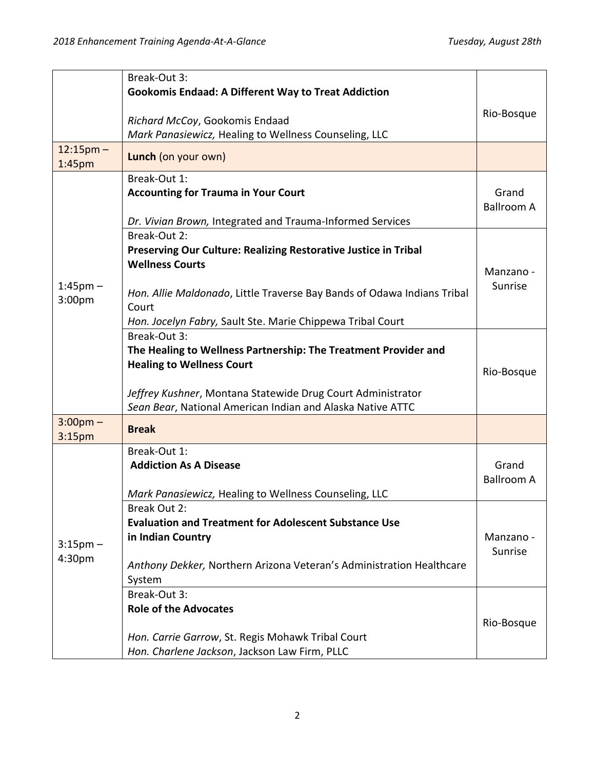| | | |
|---|---|---|
| | Break-Out 3: **Gookomis Endaad: A Different Way to Treat Addiction** *Richard McCoy*, Gookomis Endaad *Mark Panasiewicz,* Healing to Wellness Counseling, LLC | Rio-Bosque |
| 12:15pm – 1:45pm | **Lunch** (on your own) | |
| 1:45pm – 3:00pm | Break-Out 1: **Accounting for Trauma in Your Court** *Dr. Vivian Brown,* Integrated and Trauma-Informed Services | Grand Ballroom A |
| | Break-Out 2: **Preserving Our Culture: Realizing Restorative Justice in Tribal Wellness Courts** *Hon. Allie Maldonado*, Little Traverse Bay Bands of Odawa Indians Tribal Court *Hon. Jocelyn Fabry,* Sault Ste. Marie Chippewa Tribal Court | Manzano - Sunrise |
| | Break-Out 3: **The Healing to Wellness Partnership: The Treatment Provider and Healing to Wellness Court** *Jeffrey Kushner*, Montana Statewide Drug Court Administrator *Sean Bear*, National American Indian and Alaska Native ATTC | Rio-Bosque |
| 3:00pm – 3:15pm | **Break** | |
| 3:15pm – 4:30pm | Break-Out 1: **Addiction As A Disease** *Mark Panasiewicz,* Healing to Wellness Counseling, LLC | Grand Ballroom A |
| | Break Out 2: **Evaluation and Treatment for Adolescent Substance Use in Indian Country** *Anthony Dekker,* Northern Arizona Veteran's Administration Healthcare System | Manzano - Sunrise |
| | Break-Out 3: **Role of the Advocates** *Hon. Carrie Garrow*, St. Regis Mohawk Tribal Court *Hon. Charlene Jackson*, Jackson Law Firm, PLLC | Rio-Bosque |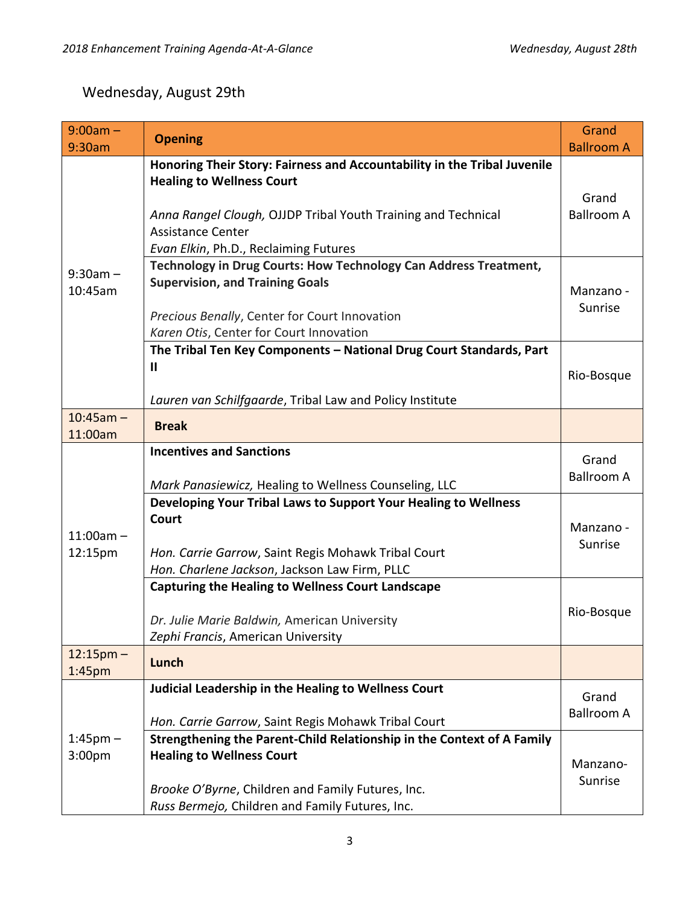## Wednesday, August 29th

| Time | Session | Room |
|---|---|---|
| 9:00am – 9:30am | **Opening** | Grand Ballroom A |
| 9:30am – 10:45am | **Honoring Their Story: Fairness and Accountability in the Tribal Juvenile Healing to Wellness Court**<br><br>*Anna Rangel Clough,* OJJDP Tribal Youth Training and Technical Assistance Center<br>*Evan Elkin*, Ph.D., Reclaiming Futures | Grand Ballroom A |
| | **Technology in Drug Courts: How Technology Can Address Treatment, Supervision, and Training Goals**<br><br>*Precious Benally*, Center for Court Innovation<br>*Karen Otis*, Center for Court Innovation | Manzano - Sunrise |
| | **The Tribal Ten Key Components – National Drug Court Standards, Part II**<br><br>*Lauren van Schilfgaarde*, Tribal Law and Policy Institute | Rio-Bosque |
| 10:45am – 11:00am | **Break** | |
| 11:00am – 12:15pm | **Incentives and Sanctions**<br><br>*Mark Panasiewicz,* Healing to Wellness Counseling, LLC | Grand Ballroom A |
| | **Developing Your Tribal Laws to Support Your Healing to Wellness Court**<br><br>*Hon. Carrie Garrow*, Saint Regis Mohawk Tribal Court<br>*Hon. Charlene Jackson*, Jackson Law Firm, PLLC | Manzano - Sunrise |
| | **Capturing the Healing to Wellness Court Landscape**<br><br>*Dr. Julie Marie Baldwin,* American University<br>*Zephi Francis*, American University | Rio-Bosque |
| 12:15pm – 1:45pm | **Lunch** | |
| 1:45pm – 3:00pm | **Judicial Leadership in the Healing to Wellness Court**<br><br>*Hon. Carrie Garrow*, Saint Regis Mohawk Tribal Court | Grand Ballroom A |
| | **Strengthening the Parent-Child Relationship in the Context of A Family Healing to Wellness Court**<br><br>*Brooke O'Byrne*, Children and Family Futures, Inc.<br>*Russ Bermejo,* Children and Family Futures, Inc. | Manzano-Sunrise |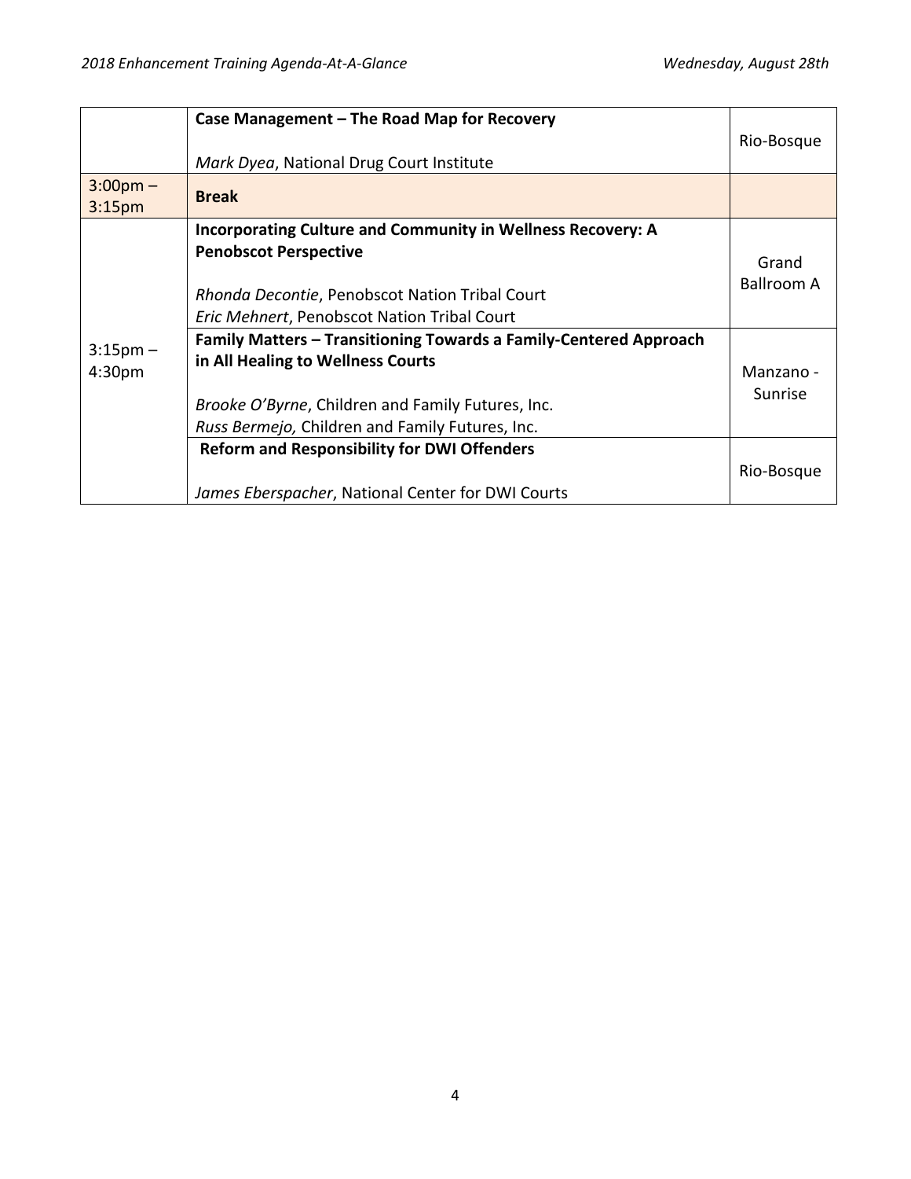| | | |
|---|---|---|
| | **Case Management – The Road Map for Recovery**<br><br>*Mark Dyea*, National Drug Court Institute | Rio-Bosque |
| 3:00pm – 3:15pm | **Break** | |
| 3:15pm – 4:30pm | **Incorporating Culture and Community in Wellness Recovery: A Penobscot Perspective**<br><br>*Rhonda Decontie*, Penobscot Nation Tribal Court<br>*Eric Mehnert*, Penobscot Nation Tribal Court | Grand Ballroom A |
| | **Family Matters – Transitioning Towards a Family-Centered Approach in All Healing to Wellness Courts**<br><br>*Brooke O'Byrne*, Children and Family Futures, Inc.<br>*Russ Bermejo,* Children and Family Futures, Inc. | Manzano - Sunrise |
| | **Reform and Responsibility for DWI Offenders**<br><br>*James Eberspacher*, National Center for DWI Courts | Rio-Bosque |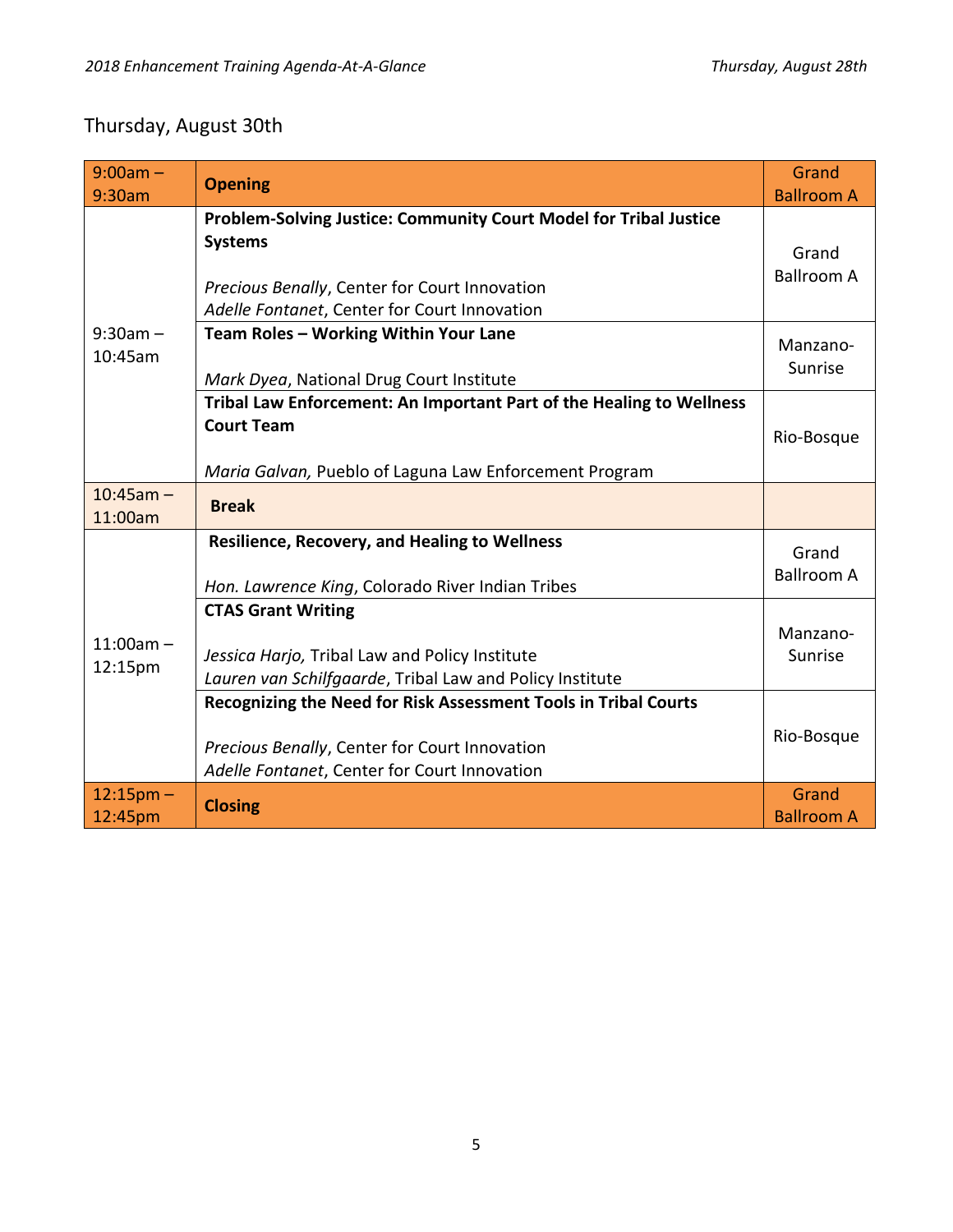## Thursday, August 30th

| | | |
|---|---|---|
| 9:00am – 9:30am | **Opening** | Grand Ballroom A |
| 9:30am – 10:45am | **Problem-Solving Justice: Community Court Model for Tribal Justice Systems**<br><br>*Precious Benally*, Center for Court Innovation<br>*Adelle Fontanet*, Center for Court Innovation | Grand Ballroom A |
| | **Team Roles – Working Within Your Lane**<br><br>*Mark Dyea*, National Drug Court Institute | Manzano-Sunrise |
| | **Tribal Law Enforcement: An Important Part of the Healing to Wellness Court Team**<br><br>*Maria Galvan,* Pueblo of Laguna Law Enforcement Program | Rio-Bosque |
| 10:45am – 11:00am | **Break** | |
| 11:00am – 12:15pm | **Resilience, Recovery, and Healing to Wellness**<br><br>*Hon. Lawrence King*, Colorado River Indian Tribes | Grand Ballroom A |
| | **CTAS Grant Writing**<br><br>*Jessica Harjo,* Tribal Law and Policy Institute<br>*Lauren van Schilfgaarde*, Tribal Law and Policy Institute | Manzano-Sunrise |
| | **Recognizing the Need for Risk Assessment Tools in Tribal Courts**<br><br>*Precious Benally*, Center for Court Innovation<br>*Adelle Fontanet*, Center for Court Innovation | Rio-Bosque |
| 12:15pm – 12:45pm | **Closing** | Grand Ballroom A |